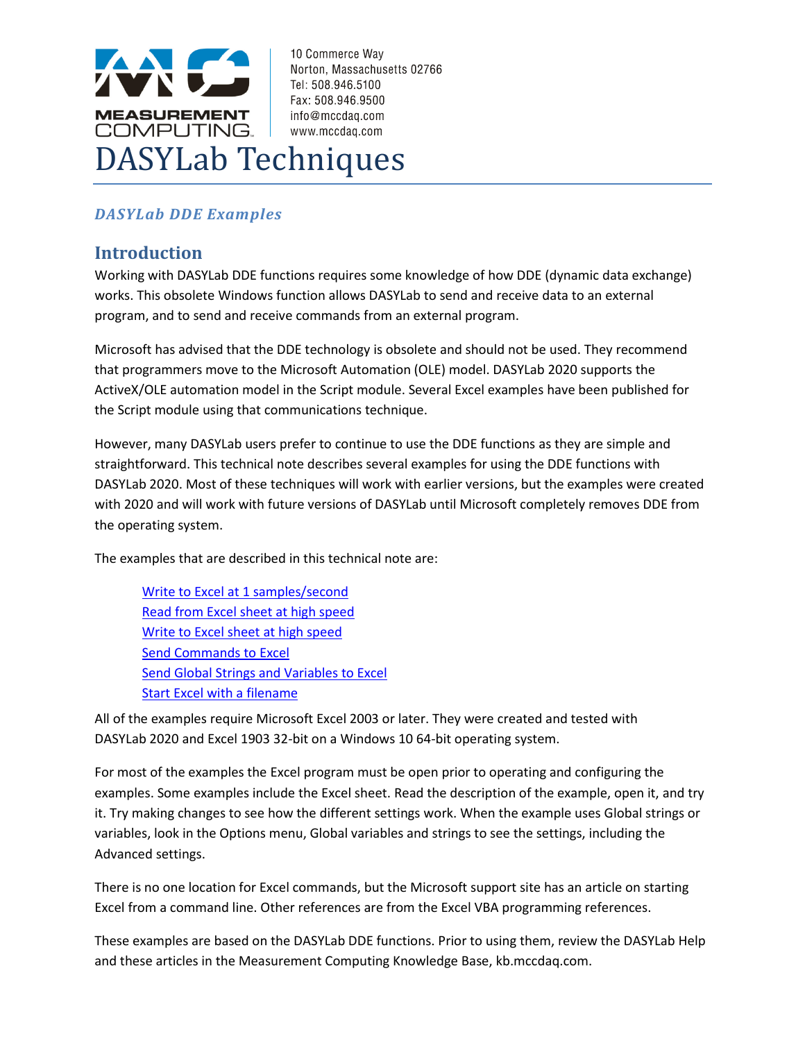10 Commerce Way
Norton, Massachusetts 02766
Tel: 508.946.5100
Fax: 508.946.9500
info@mccdaq.com
www.mccdaq.com

# DASYLab Techniques

### *DASYLab DDE Examples*

## Introduction

Working with DASYLab DDE functions requires some knowledge of how DDE (dynamic data exchange) works. This obsolete Windows function allows DASYLab to send and receive data to an external program, and to send and receive commands from an external program.

Microsoft has advised that the DDE technology is obsolete and should not be used. They recommend that programmers move to the Microsoft Automation (OLE) model. DASYLab 2020 supports the ActiveX/OLE automation model in the Script module. Several Excel examples have been published for the Script module using that communications technique.

However, many DASYLab users prefer to continue to use the DDE functions as they are simple and straightforward. This technical note describes several examples for using the DDE functions with DASYLab 2020. Most of these techniques will work with earlier versions, but the examples were created with 2020 and will work with future versions of DASYLab until Microsoft completely removes DDE from the operating system.

The examples that are described in this technical note are:

- Write to Excel at 1 samples/second
- Read from Excel sheet at high speed
- Write to Excel sheet at high speed
- Send Commands to Excel
- Send Global Strings and Variables to Excel
- Start Excel with a filename

All of the examples require Microsoft Excel 2003 or later. They were created and tested with DASYLab 2020 and Excel 1903 32-bit on a Windows 10 64-bit operating system.

For most of the examples the Excel program must be open prior to operating and configuring the examples. Some examples include the Excel sheet. Read the description of the example, open it, and try it. Try making changes to see how the different settings work. When the example uses Global strings or variables, look in the Options menu, Global variables and strings to see the settings, including the Advanced settings.

There is no one location for Excel commands, but the Microsoft support site has an article on starting Excel from a command line. Other references are from the Excel VBA programming references.

These examples are based on the DASYLab DDE functions. Prior to using them, review the DASYLab Help and these articles in the Measurement Computing Knowledge Base, kb.mccdaq.com.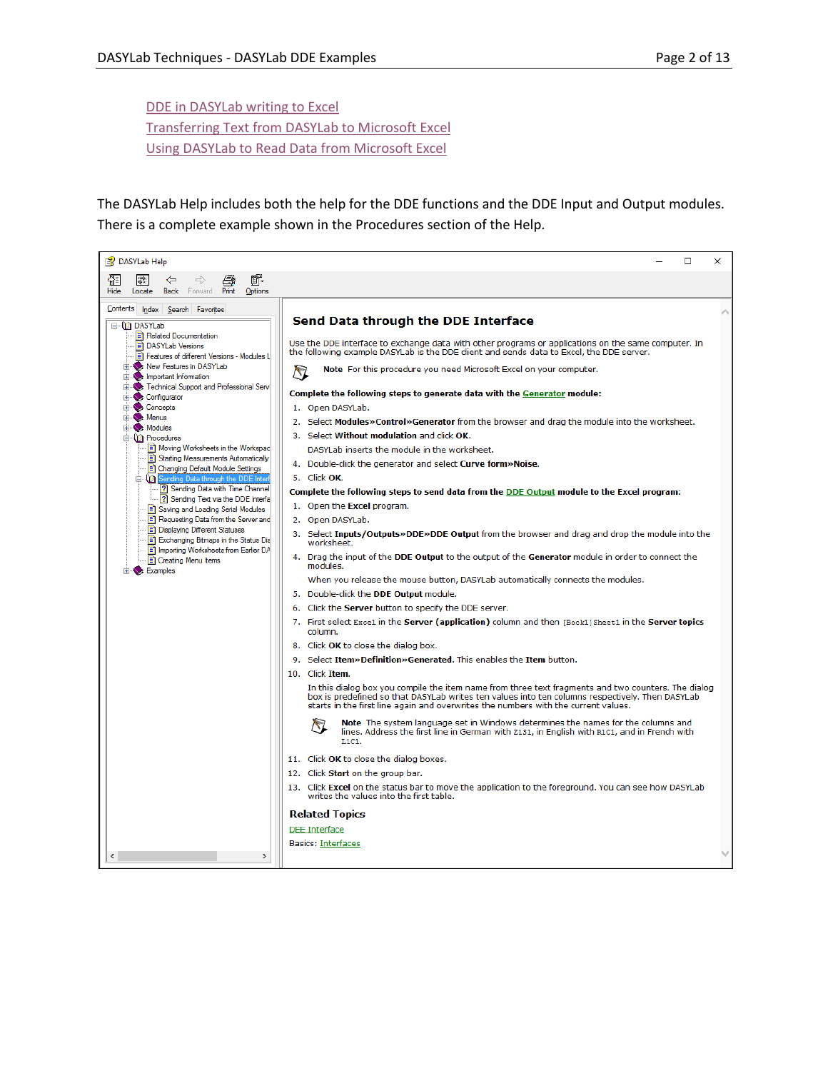[DDE in DASYLab writing to Excel](#)
[Transferring Text from DASYLab to Microsoft Excel](#)
[Using DASYLab to Read Data from Microsoft Excel](#)

The DASYLab Help includes both the help for the DDE functions and the DDE Input and Output modules. There is a complete example shown in the Procedures section of the Help.

DASYLab Help

Hide | Locate | Back | Forward | Print | Options

Contents | Index | Search | Favorites

- DASYLab
  - Related Documentation
  - DASYLab Versions
  - Features of different Versions - Modules L
  - New Features in DASYLab
  - Important Information
  - Technical Support and Professional Serv
  - Configurator
  - Concepts
  - Menus
  - Modules
  - Procedures
    - Moving Worksheets in the Workspac
    - Starting Measurements Automatically
    - Changing Default Module Settings
    - Sending Data through the DDE Interf
      - Sending Data with Time Channel
      - Sending Text via the DDE Interfa
    - Saving and Loading Serial Modules
    - Requesting Data from the Server and
    - Displaying Different Statuses
    - Exchanging Bitmaps in the Status Dis
    - Importing Worksheets from Earlier DA
    - Creating Menu Items
  - Examples

## Send Data through the DDE Interface

Use the DDE interface to exchange data with other programs or applications on the same computer. In the following example DASYLab is the DDE client and sends data to Excel, the DDE server.

**Note** For this procedure you need Microsoft Excel on your computer.

**Complete the following steps to generate data with the Generator module:**

1. Open DASYLab.
2. Select **Modules»Control»Generator** from the browser and drag the module into the worksheet.
3. Select **Without modulation** and click **OK**.

   DASYLab inserts the module in the worksheet.
4. Double-click the generator and select **Curve form»Noise**.
5. Click **OK**.

**Complete the following steps to send data from the DDE Output module to the Excel program:**

1. Open the **Excel** program.
2. Open DASYLab.
3. Select **Inputs/Outputs»DDE»DDE Output** from the browser and drag and drop the module into the worksheet.
4. Drag the input of the **DDE Output** to the output of the **Generator** module in order to connect the modules.

   When you release the mouse button, DASYLab automatically connects the modules.
5. Double-click the **DDE Output** module.
6. Click the **Server** button to specify the DDE server.
7. First select `Excel` in the **Server (application)** column and then `[Book1]Sheet1` in the **Server topics** column.
8. Click **OK** to close the dialog box.
9. Select **Item»Definition»Generated.** This enables the **Item** button.
10. Click **Item.**

    In this dialog box you compile the item name from three text fragments and two counters. The dialog box is predefined so that DASYLab writes ten values into ten columns respectively. Then DASYLab starts in the first line again and overwrites the numbers with the current values.

    **Note** The system language set in Windows determines the names for the columns and lines. Address the first line in German with `Z1S1`, in English with `R1C1`, and in French with `L1C1`.
11. Click **OK** to close the dialog boxes.
12. Click **Start** on the group bar.
13. Click **Excel** on the status bar to move the application to the foreground. You can see how DASYLab writes the values into the first table.

### Related Topics

DEE Interface

Basics: Interfaces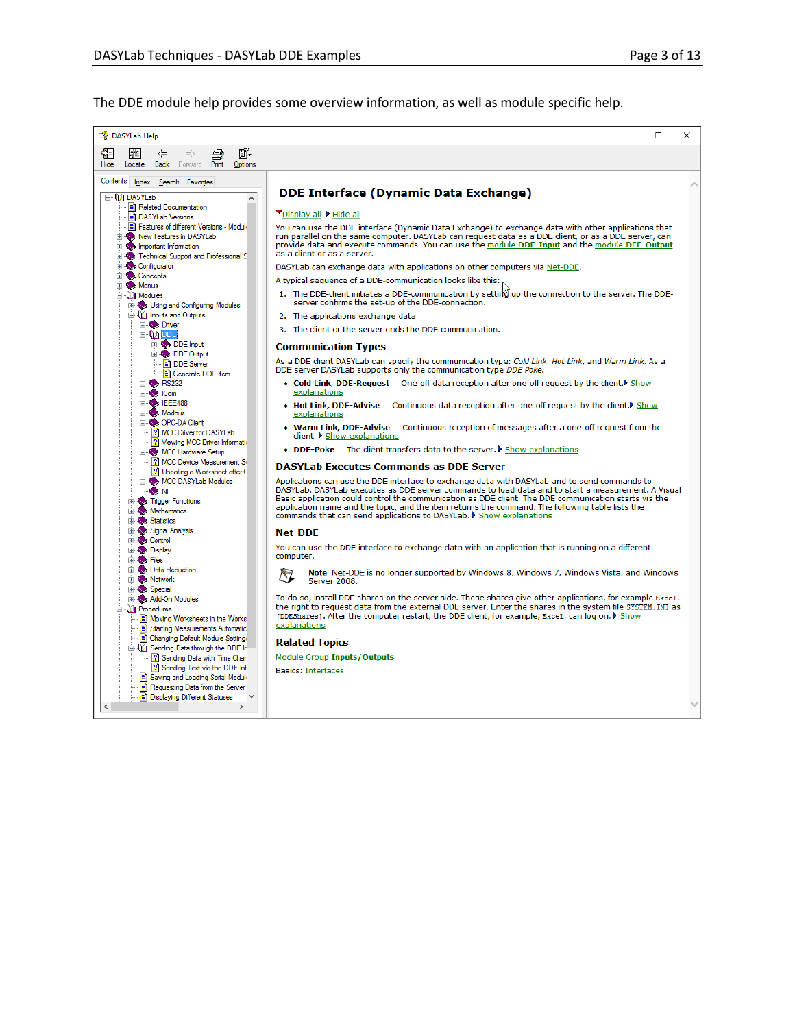The DDE module help provides some overview information, as well as module specific help.

DASYLab Help

Hide | Locate | Back | Forward | Print | Options

Contents | Index | Search | Favorites

- DASYLab
  - Related Documentation
  - DASYLab Versions
  - Features of different Versions - Modul
  - New Features in DASYLab
  - Important Information
  - Technical Support and Professional S
  - Configurator
  - Concepts
  - Menus
  - Modules
    - Using and Configuring Modules
    - Inputs and Outputs
      - Driver
      - DDE
        - DDE Input
        - DDE Output
        - DDE Server
        - Generate DDE-Item
      - RS232
      - ICom
      - IEEE488
      - Modbus
      - OPC-DA Client
      - MCC Driver for DASYLab
      - Viewing MCC Driver Informati
      - MCC Hardware Setup
      - MCC Device Measurement S
      - Updating a Worksheet after C
      - MCC DASYLab Modules
      - NI
    - Trigger Functions
    - Mathematics
    - Statistics
    - Signal Analysis
    - Control
    - Display
    - Files
    - Data Reduction
    - Network
    - Special
    - Add-On Modules
  - Procedures
    - Moving Worksheets in the Works
    - Starting Measurements Automatic
    - Changing Default Module Setting
    - Sending Data through the DDE Ir
      - Sending Data with Time Char
      - Sending Text via the DDE Int
    - Saving and Loading Serial Modul
    - Requesting Data from the Server
    - Displaying Different Statuses

## DDE Interface (Dynamic Data Exchange)

Display all  Hide all

You can use the DDE interface (Dynamic Data Exchange) to exchange data with other applications that run parallel on the same computer. DASYLab can request data as a DDE client, or as a DDE server, can provide data and execute commands. You can use the module DDE-Input and the module DEE-Output as a client or as a server.

DASYLab can exchange data with applications on other computers via Net-DDE.

A typical sequence of a DDE-communication looks like this:

1. The DDE-client initiates a DDE-communication by setting up the connection to the server. The DDE-server confirms the set-up of the DDE-connection.
2. The applications exchange data.
3. The client or the server ends the DDE-communication.

### Communication Types

As a DDE client DASYLab can specify the communication type: *Cold Link*, *Hot Link*, and *Warm Link*. As a DDE server DASYLab supports only the communication type *DDE Poke*.

- **Cold Link, DDE-Request** — One-off data reception after one-off request by the client. Show explanations
- **Hot Link, DDE-Advise** — Continuous data reception after one-off request by the client. Show explanations
- **Warm Link, DDE-Advise** — Continuous reception of messages after a one-off request from the client. Show explanations
- **DDE-Poke** — The client transfers data to the server. Show explanations

### DASYLab Executes Commands as DDE Server

Applications can use the DDE interface to exchange data with DASYLab and to send commands to DASYLab. DASYLab executes as DDE server commands to load data and to start a measurement. A Visual Basic application could control the communication as DDE client. The DDE communication starts via the application name and the topic, and the item returns the command. The following table lists the commands that can send applications to DASYLab. Show explanations

### Net-DDE

You can use the DDE interface to exchange data with an application that is running on a different computer.

**Note** Net-DDE is no longer supported by Windows 8, Windows 7, Windows Vista, and Windows Server 2008.

To do so, install DDE shares on the server side. These shares give other applications, for example Excel, the right to request data from the external DDE server. Enter the shares in the system file SYSTEM.INI as [DDEShares]. After the computer restart, the DDE client, for example, Excel, can log on. Show explanations

### Related Topics

Module Group Inputs/Outputs

Basics: Interfaces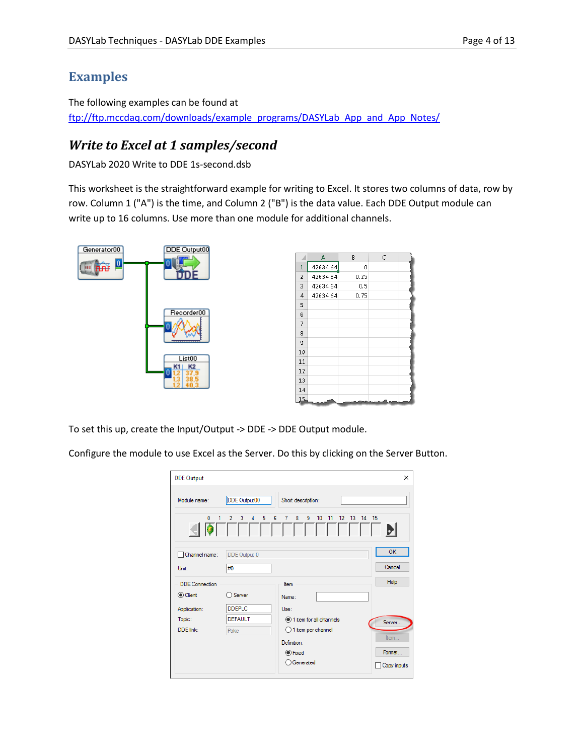## Examples

The following examples can be found at
[ftp://ftp.mccdaq.com/downloads/example_programs/DASYLab_App_and_App_Notes/](ftp://ftp.mccdaq.com/downloads/example_programs/DASYLab_App_and_App_Notes/)

### *Write to Excel at 1 samples/second*

DASYLab 2020 Write to DDE 1s-second.dsb

This worksheet is the straightforward example for writing to Excel. It stores two columns of data, row by row. Column 1 ("A") is the time, and Column 2 ("B") is the data value. Each DDE Output module can write up to 16 columns. Use more than one module for additional channels.

To set this up, create the Input/Output -> DDE -> DDE Output module.

Configure the module to use Excel as the Server. Do this by clicking on the Server Button.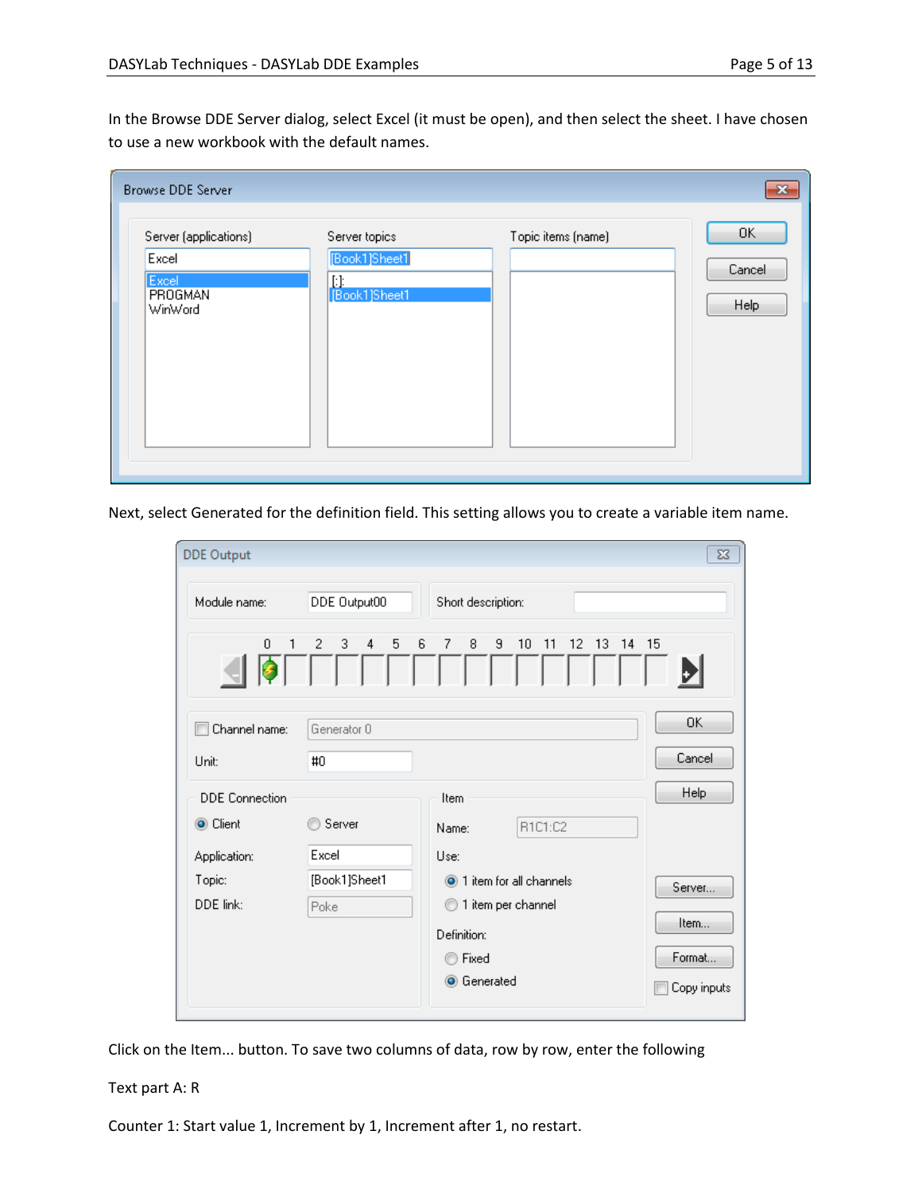In the Browse DDE Server dialog, select Excel (it must be open), and then select the sheet. I have chosen to use a new workbook with the default names.

Next, select Generated for the definition field. This setting allows you to create a variable item name.

Click on the Item... button. To save two columns of data, row by row, enter the following

Text part A: R

Counter 1: Start value 1, Increment by 1, Increment after 1, no restart.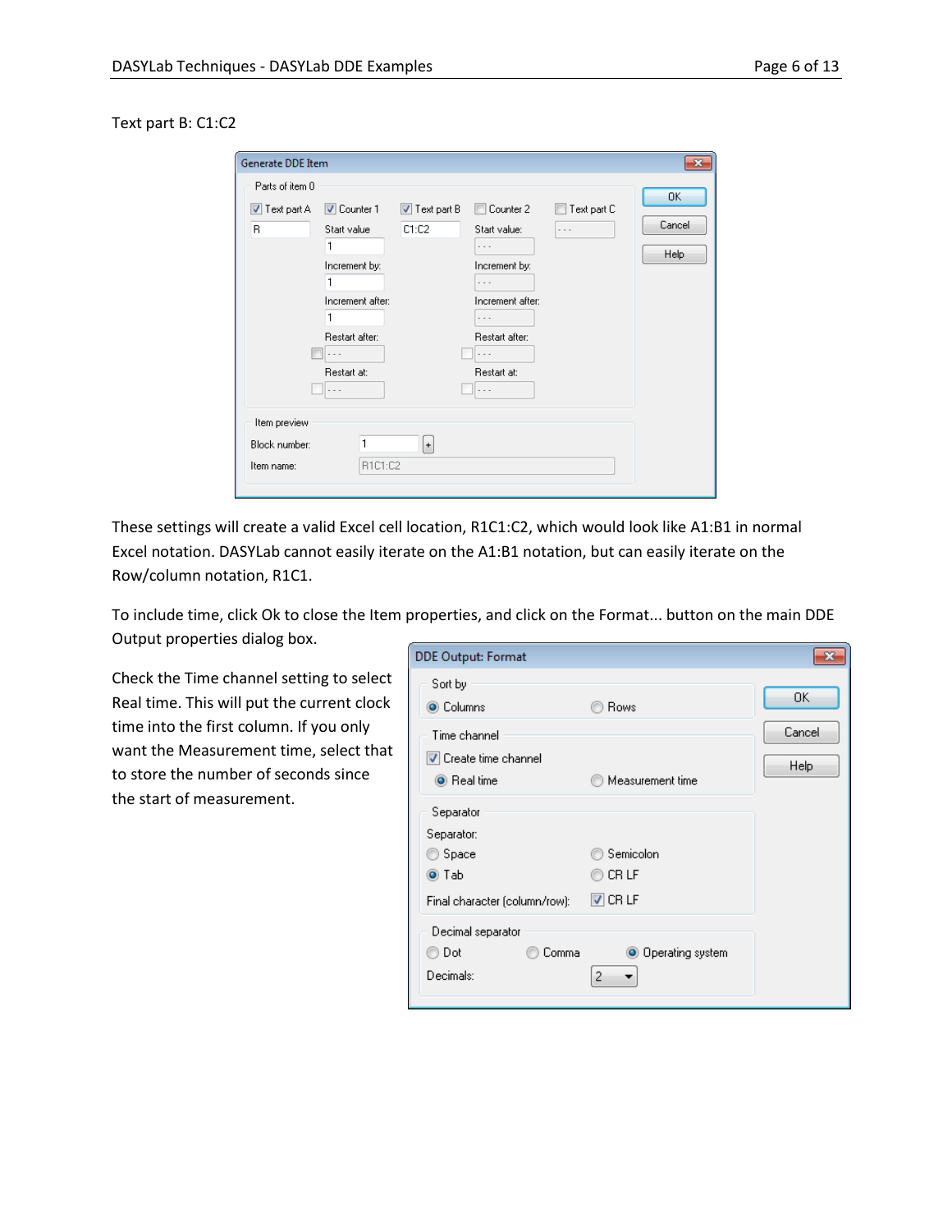Text part B: C1:C2

These settings will create a valid Excel cell location, R1C1:C2, which would look like A1:B1 in normal Excel notation. DASYLab cannot easily iterate on the A1:B1 notation, but can easily iterate on the Row/column notation, R1C1.

To include time, click Ok to close the Item properties, and click on the Format... button on the main DDE Output properties dialog box.

Check the Time channel setting to select Real time. This will put the current clock time into the first column. If you only want the Measurement time, select that to store the number of seconds since the start of measurement.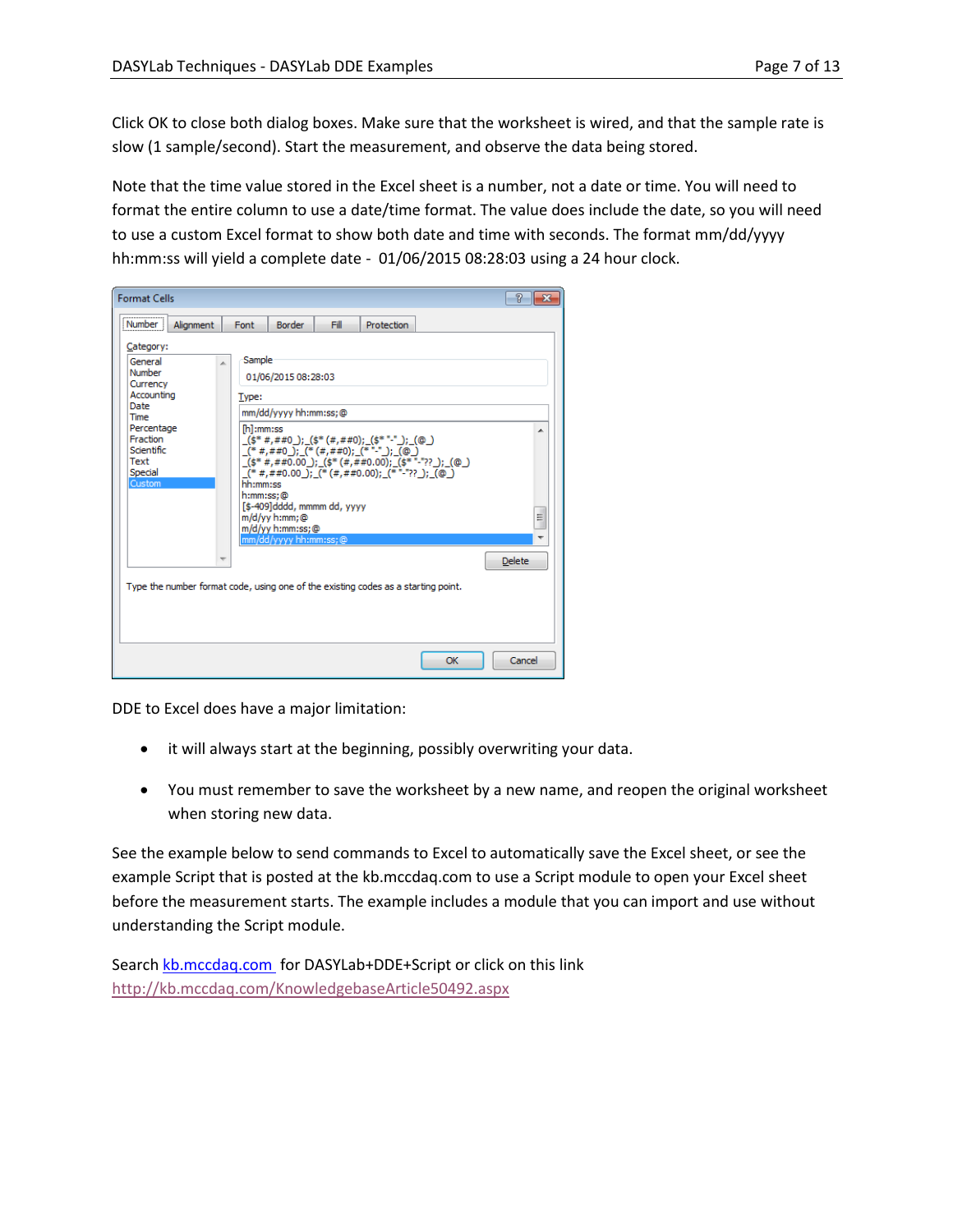Click OK to close both dialog boxes. Make sure that the worksheet is wired, and that the sample rate is slow (1 sample/second). Start the measurement, and observe the data being stored.

Note that the time value stored in the Excel sheet is a number, not a date or time. You will need to format the entire column to use a date/time format. The value does include the date, so you will need to use a custom Excel format to show both date and time with seconds. The format mm/dd/yyyy hh:mm:ss will yield a complete date - 01/06/2015 08:28:03 using a 24 hour clock.

DDE to Excel does have a major limitation:

- it will always start at the beginning, possibly overwriting your data.
- You must remember to save the worksheet by a new name, and reopen the original worksheet when storing new data.

See the example below to send commands to Excel to automatically save the Excel sheet, or see the example Script that is posted at the kb.mccdaq.com to use a Script module to open your Excel sheet before the measurement starts. The example includes a module that you can import and use without understanding the Script module.

Search [kb.mccdaq.com](kb.mccdaq.com) for DASYLab+DDE+Script or click on this link [http://kb.mccdaq.com/KnowledgebaseArticle50492.aspx](http://kb.mccdaq.com/KnowledgebaseArticle50492.aspx)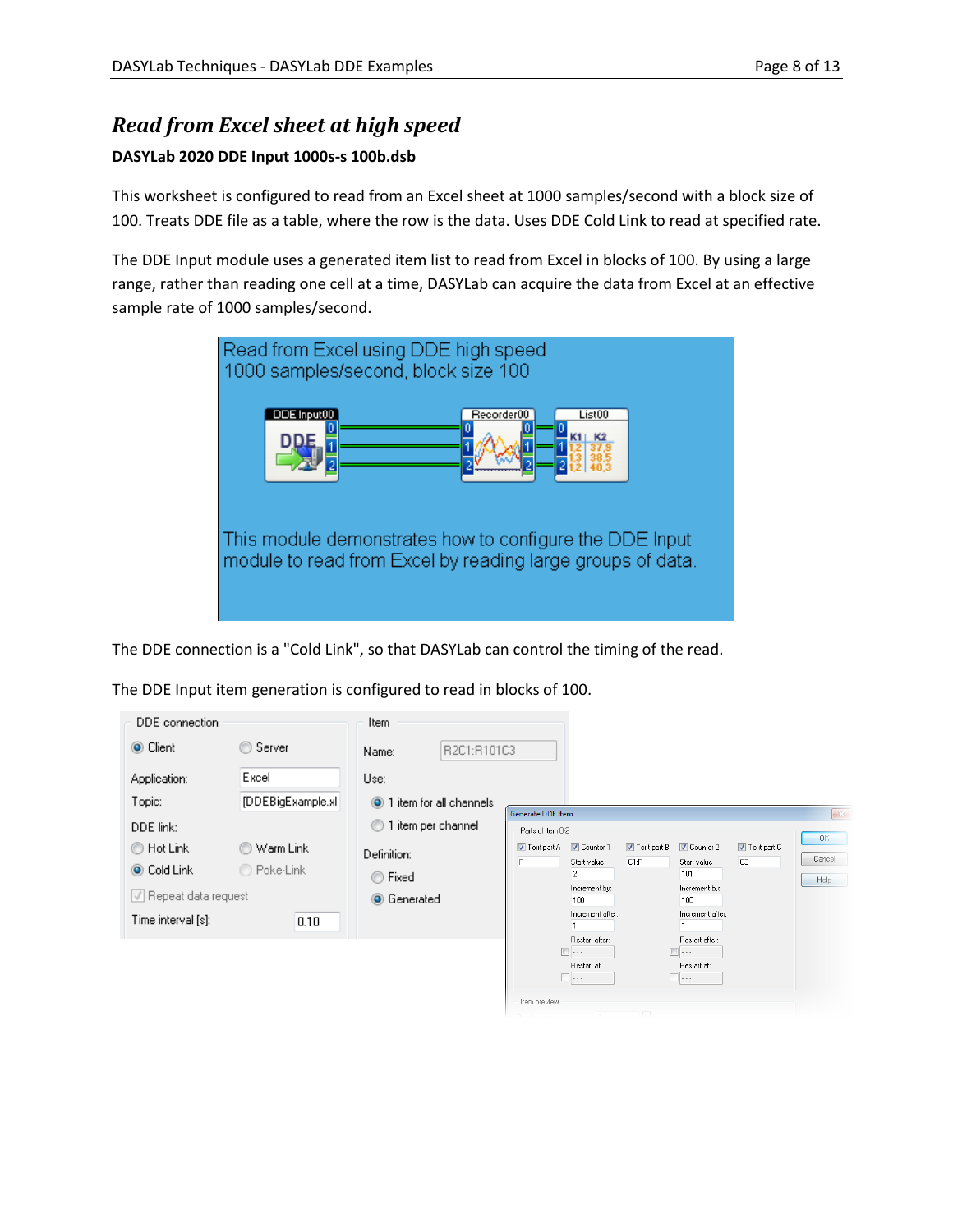## *Read from Excel sheet at high speed*

**DASYLab 2020 DDE Input 1000s-s 100b.dsb**

This worksheet is configured to read from an Excel sheet at 1000 samples/second with a block size of 100. Treats DDE file as a table, where the row is the data. Uses DDE Cold Link to read at specified rate.

The DDE Input module uses a generated item list to read from Excel in blocks of 100. By using a large range, rather than reading one cell at a time, DASYLab can acquire the data from Excel at an effective sample rate of 1000 samples/second.

The DDE connection is a "Cold Link", so that DASYLab can control the timing of the read.

The DDE Input item generation is configured to read in blocks of 100.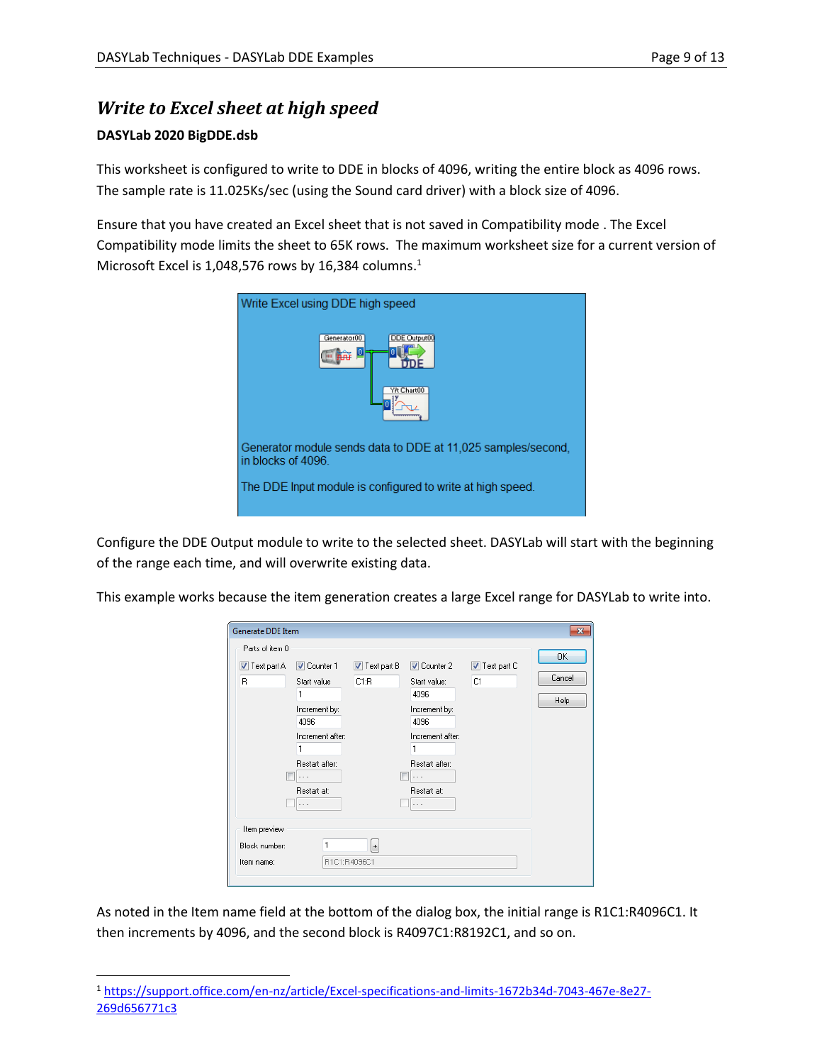## *Write to Excel sheet at high speed*

**DASYLab 2020 BigDDE.dsb**

This worksheet is configured to write to DDE in blocks of 4096, writing the entire block as 4096 rows. The sample rate is 11.025Ks/sec (using the Sound card driver) with a block size of 4096.

Ensure that you have created an Excel sheet that is not saved in Compatibility mode . The Excel Compatibility mode limits the sheet to 65K rows. The maximum worksheet size for a current version of Microsoft Excel is 1,048,576 rows by 16,384 columns.[1]

Configure the DDE Output module to write to the selected sheet. DASYLab will start with the beginning of the range each time, and will overwrite existing data.

This example works because the item generation creates a large Excel range for DASYLab to write into.

As noted in the Item name field at the bottom of the dialog box, the initial range is R1C1:R4096C1. It then increments by 4096, and the second block is R4097C1:R8192C1, and so on.

---

[1] https://support.office.com/en-nz/article/Excel-specifications-and-limits-1672b34d-7043-467e-8e27-269d656771c3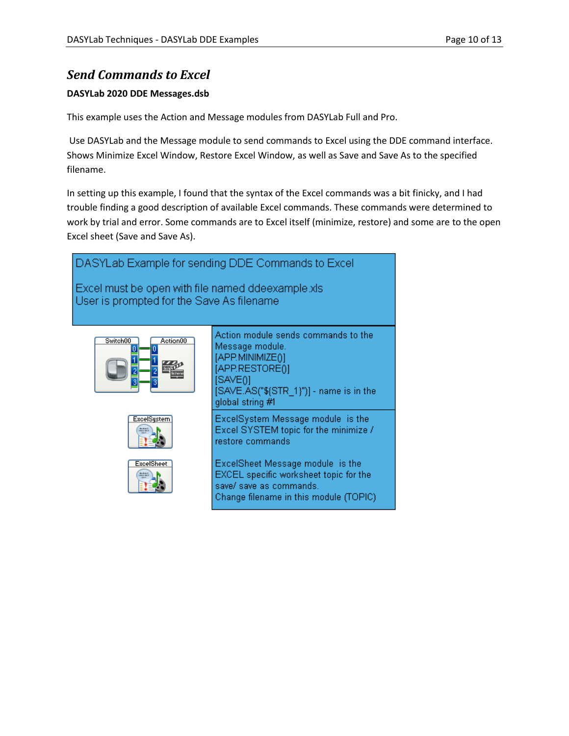## *Send Commands to Excel*

**DASYLab 2020 DDE Messages.dsb**

This example uses the Action and Message modules from DASYLab Full and Pro.

Use DASYLab and the Message module to send commands to Excel using the DDE command interface. Shows Minimize Excel Window, Restore Excel Window, as well as Save and Save As to the specified filename.

In setting up this example, I found that the syntax of the Excel commands was a bit finicky, and I had trouble finding a good description of available Excel commands. These commands were determined to work by trial and error. Some commands are to Excel itself (minimize, restore) and some are to the open Excel sheet (Save and Save As).

DASYLab Example for sending DDE Commands to Excel

Excel must be open with file named ddeexample.xls
User is prompted for the Save As filename

Switch00 | Action00

Action module sends commands to the Message module.
[APP.MINIMIZE()]
[APP.RESTORE()]
[SAVE()]
[SAVE.AS("${STR_1}")] - name is in the global string #1

ExcelSystem

ExcelSystem Message module is the Excel SYSTEM topic for the minimize / restore commands

ExcelSheet

ExcelSheet Message module is the EXCEL specific worksheet topic for the save/ save as commands.
Change filename in this module (TOPIC)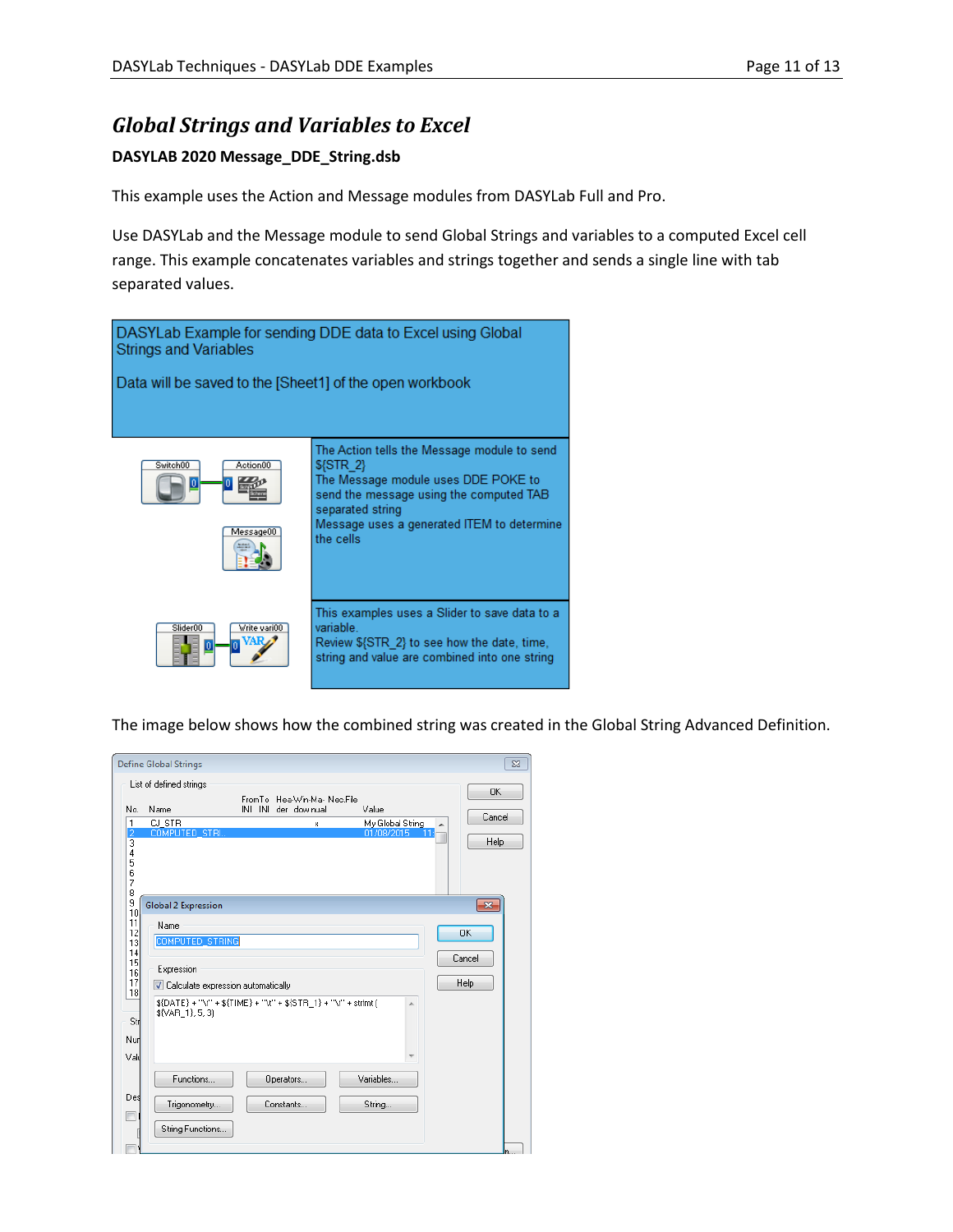## *Global Strings and Variables to Excel*

**DASYLAB 2020 Message_DDE_String.dsb**

This example uses the Action and Message modules from DASYLab Full and Pro.

Use DASYLab and the Message module to send Global Strings and variables to a computed Excel cell range. This example concatenates variables and strings together and sends a single line with tab separated values.

DASYLab Example for sending DDE data to Excel using Global Strings and Variables

Data will be saved to the [Sheet1] of the open workbook

The Action tells the Message module to send ${STR_2}
The Message module uses DDE POKE to send the message using the computed TAB separated string
Message uses a generated ITEM to determine the cells

This examples uses a Slider to save data to a variable.
Review ${STR_2} to see how the date, time, string and value are combined into one string

The image below shows how the combined string was created in the Global String Advanced Definition.

```
${DATE} + "\t" + ${TIME} + "\t" + ${STR_1} + "\t" + strlmt( ${VAR_1}, 5, 3)
```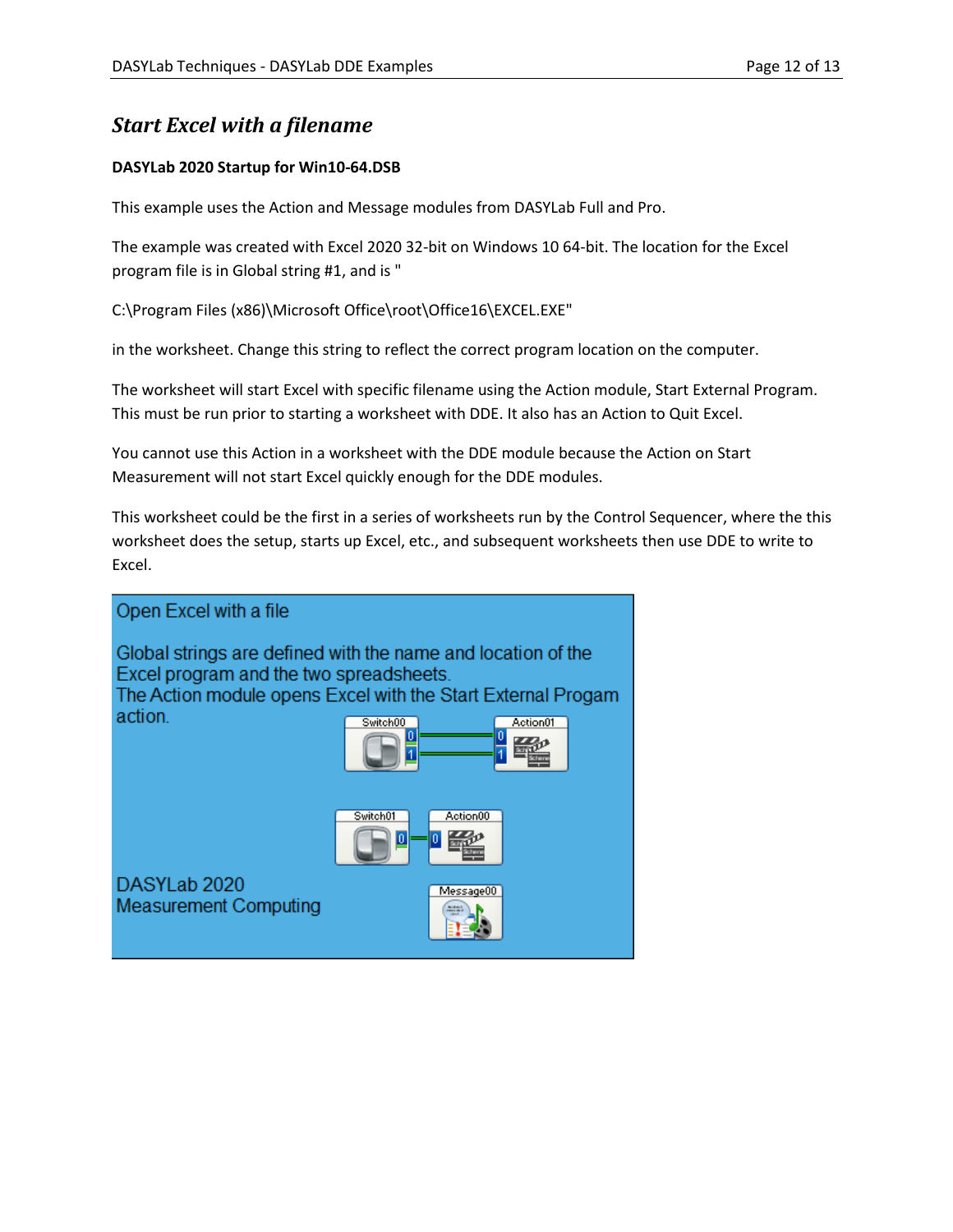## *Start Excel with a filename*

**DASYLab 2020 Startup for Win10-64.DSB**

This example uses the Action and Message modules from DASYLab Full and Pro.

The example was created with Excel 2020 32-bit on Windows 10 64-bit. The location for the Excel program file is in Global string #1, and is "

C:\Program Files (x86)\Microsoft Office\root\Office16\EXCEL.EXE"

in the worksheet. Change this string to reflect the correct program location on the computer.

The worksheet will start Excel with specific filename using the Action module, Start External Program. This must be run prior to starting a worksheet with DDE. It also has an Action to Quit Excel.

You cannot use this Action in a worksheet with the DDE module because the Action on Start Measurement will not start Excel quickly enough for the DDE modules.

This worksheet could be the first in a series of worksheets run by the Control Sequencer, where the this worksheet does the setup, starts up Excel, etc., and subsequent worksheets then use DDE to write to Excel.

Open Excel with a file

Global strings are defined with the name and location of the Excel program and the two spreadsheets.
The Action module opens Excel with the Start External Progam action.

Switch00 → Action01

Switch01 → Action00

Message00

DASYLab 2020
Measurement Computing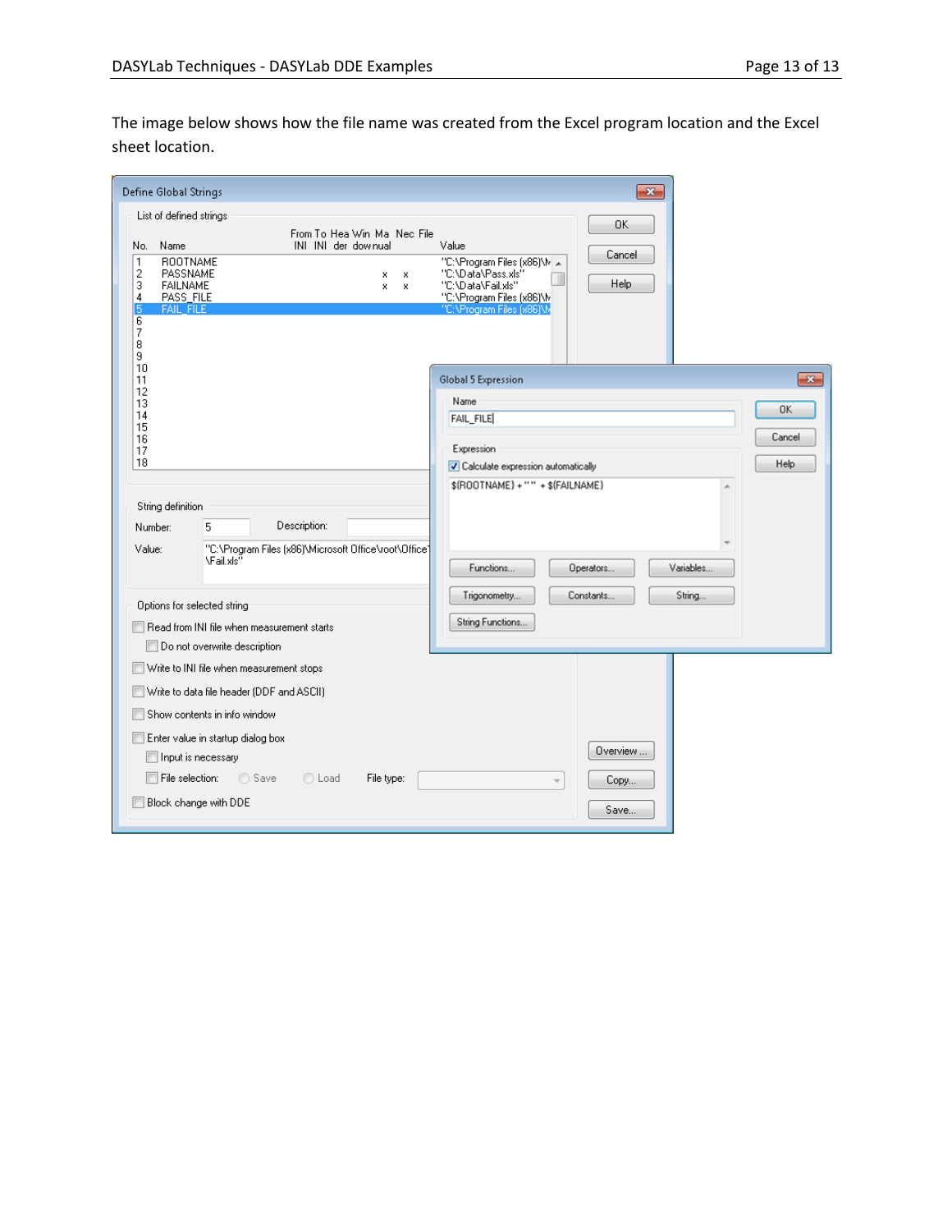The image below shows how the file name was created from the Excel program location and the Excel sheet location.